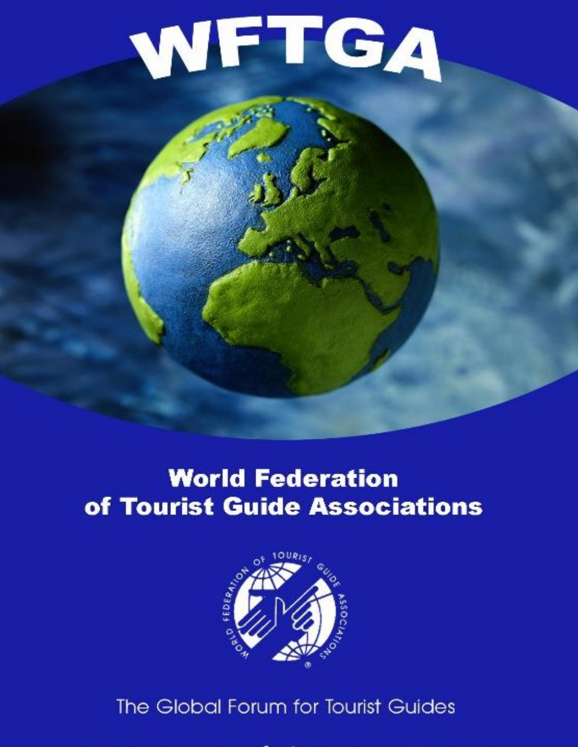# WFTGA

## World Federation of Tourist Guide Associations

The Global Forum for Tourist Guides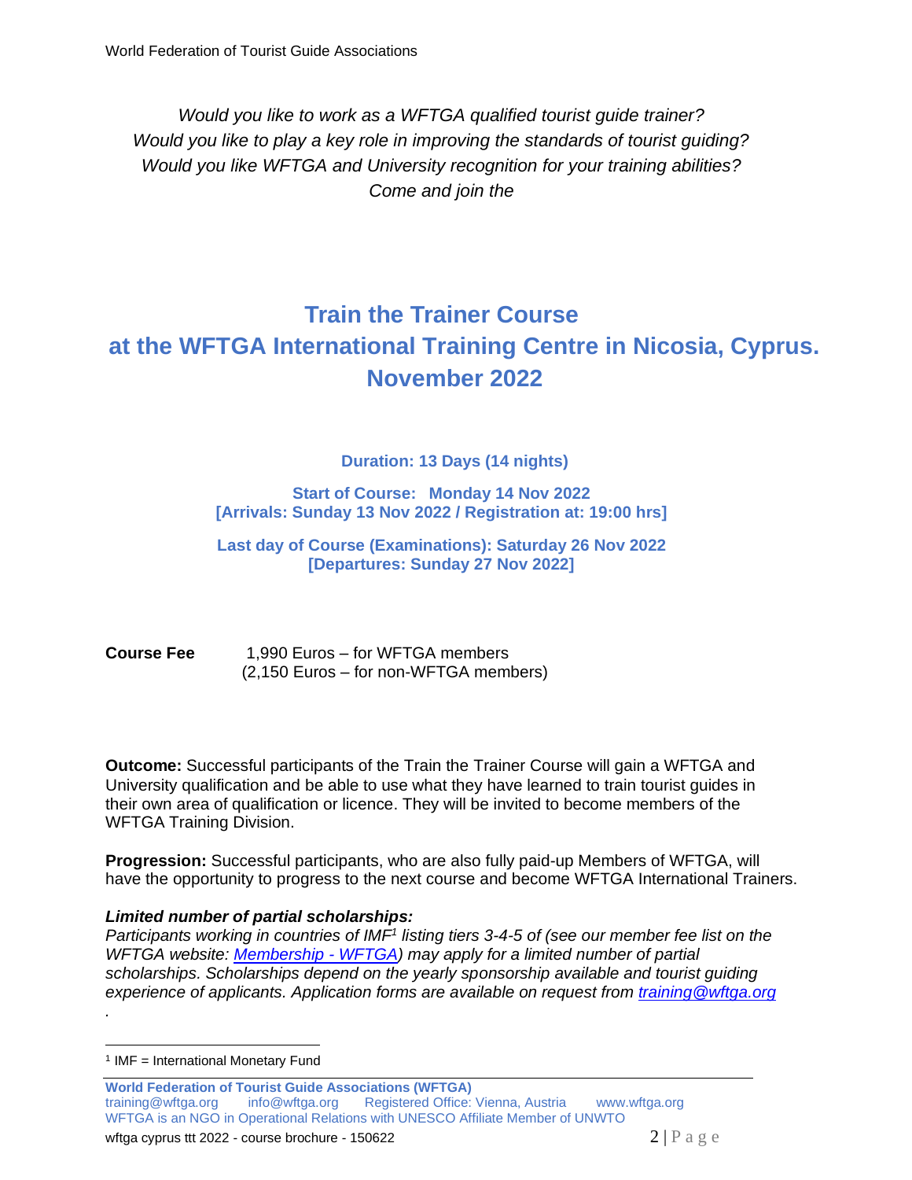*Would you like to work as a WFTGA qualified tourist guide trainer?*
*Would you like to play a key role in improving the standards of tourist guiding?*
*Would you like WFTGA and University recognition for your training abilities?*
*Come and join the*

# Train the Trainer Course at the WFTGA International Training Centre in Nicosia, Cyprus. November 2022

**Duration: 13 Days (14 nights)**

**Start of Course: Monday 14 Nov 2022**
**[Arrivals: Sunday 13 Nov 2022 / Registration at: 19:00 hrs]**

**Last day of Course (Examinations): Saturday 26 Nov 2022**
**[Departures: Sunday 27 Nov 2022]**

**Course Fee** 1,990 Euros – for WFTGA members
(2,150 Euros – for non-WFTGA members)

**Outcome:** Successful participants of the Train the Trainer Course will gain a WFTGA and University qualification and be able to use what they have learned to train tourist guides in their own area of qualification or licence. They will be invited to become members of the WFTGA Training Division.

**Progression:** Successful participants, who are also fully paid-up Members of WFTGA, will have the opportunity to progress to the next course and become WFTGA International Trainers.

***Limited number of partial scholarships:***
*Participants working in countries of IMF[1] listing tiers 3-4-5 of (see our member fee list on the WFTGA website: Membership - WFTGA) may apply for a limited number of partial scholarships. Scholarships depend on the yearly sponsorship available and tourist guiding experience of applicants. Application forms are available on request from training@wftga.org*
.

[1] IMF = International Monetary Fund

**World Federation of Tourist Guide Associations (WFTGA)**
training@wftga.org info@wftga.org Registered Office: Vienna, Austria www.wftga.org
WFTGA is an NGO in Operational Relations with UNESCO Affiliate Member of UNWTO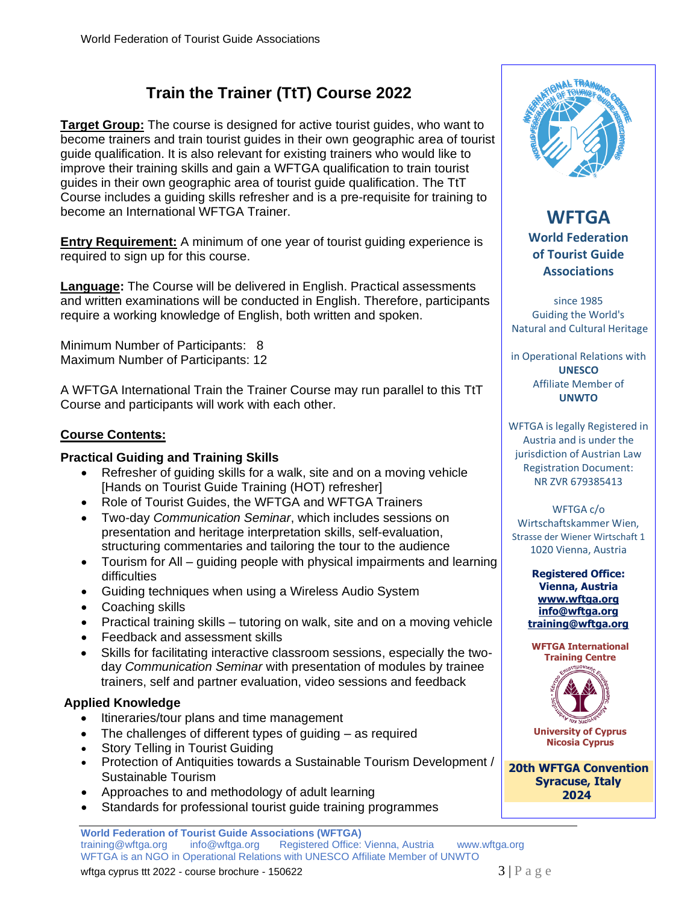# Train the Trainer (TtT) Course 2022

**Target Group:** The course is designed for active tourist guides, who want to become trainers and train tourist guides in their own geographic area of tourist guide qualification. It is also relevant for existing trainers who would like to improve their training skills and gain a WFTGA qualification to train tourist guides in their own geographic area of tourist guide qualification. The TtT Course includes a guiding skills refresher and is a pre-requisite for training to become an International WFTGA Trainer.

**Entry Requirement:** A minimum of one year of tourist guiding experience is required to sign up for this course.

**Language:** The Course will be delivered in English. Practical assessments and written examinations will be conducted in English. Therefore, participants require a working knowledge of English, both written and spoken.

Minimum Number of Participants: 8
Maximum Number of Participants: 12

A WFTGA International Train the Trainer Course may run parallel to this TtT Course and participants will work with each other.

## Course Contents:

### Practical Guiding and Training Skills

- Refresher of guiding skills for a walk, site and on a moving vehicle [Hands on Tourist Guide Training (HOT) refresher]
- Role of Tourist Guides, the WFTGA and WFTGA Trainers
- Two-day *Communication Seminar*, which includes sessions on presentation and heritage interpretation skills, self-evaluation, structuring commentaries and tailoring the tour to the audience
- Tourism for All – guiding people with physical impairments and learning difficulties
- Guiding techniques when using a Wireless Audio System
- Coaching skills
- Practical training skills – tutoring on walk, site and on a moving vehicle
- Feedback and assessment skills
- Skills for facilitating interactive classroom sessions, especially the two-day *Communication Seminar* with presentation of modules by trainee trainers, self and partner evaluation, video sessions and feedback

### Applied Knowledge

- Itineraries/tour plans and time management
- The challenges of different types of guiding – as required
- Story Telling in Tourist Guiding
- Protection of Antiquities towards a Sustainable Tourism Development / Sustainable Tourism
- Approaches to and methodology of adult learning
- Standards for professional tourist guide training programmes

---

**WFTGA**
**World Federation of Tourist Guide Associations**

since 1985
Guiding the World's Natural and Cultural Heritage

in Operational Relations with **UNESCO**
Affiliate Member of **UNWTO**

WFTGA is legally Registered in Austria and is under the jurisdiction of Austrian Law
Registration Document: NR ZVR 679385413

WFTGA c/o
Wirtschaftskammer Wien,
Strasse der Wiener Wirtschaft 1
1020 Vienna, Austria

**Registered Office:**
**Vienna, Austria**
**www.wftga.org**
**info@wftga.org**
**training@wftga.org**

**WFTGA International Training Centre**

**University of Cyprus**
**Nicosia Cyprus**

**20th WFTGA Convention**
**Syracuse, Italy**
**2024**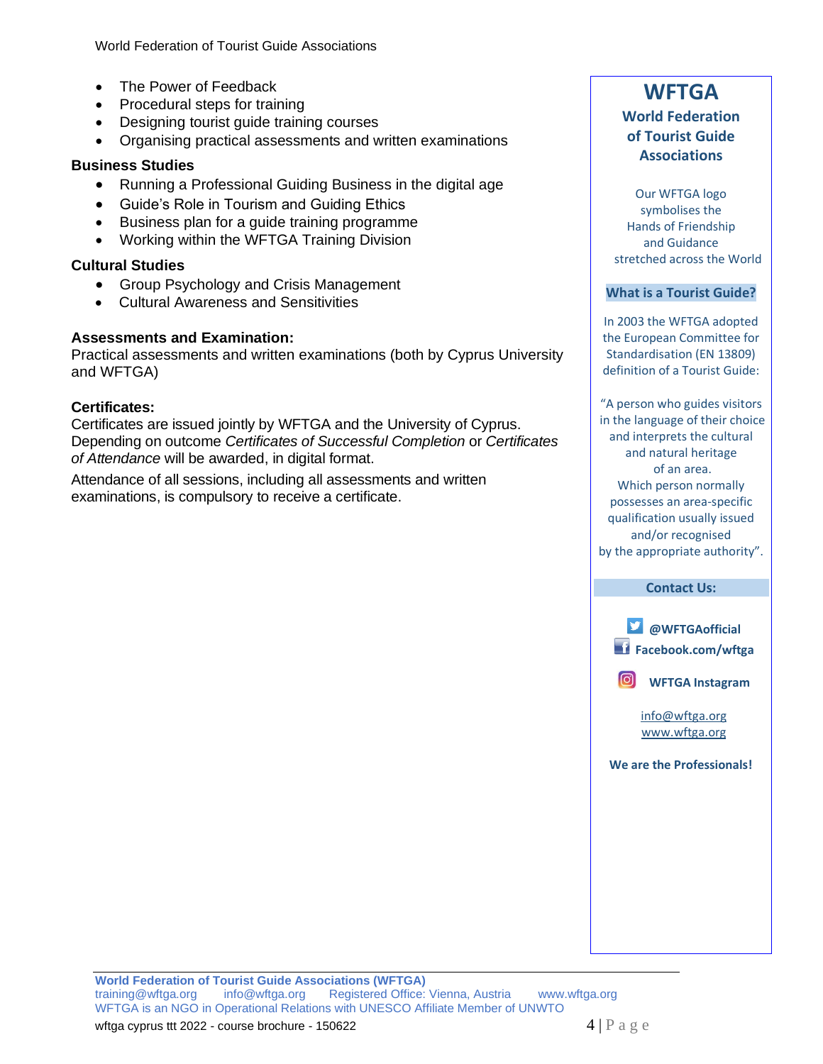- The Power of Feedback
- Procedural steps for training
- Designing tourist guide training courses
- Organising practical assessments and written examinations

**Business Studies**

- Running a Professional Guiding Business in the digital age
- Guide's Role in Tourism and Guiding Ethics
- Business plan for a guide training programme
- Working within the WFTGA Training Division

**Cultural Studies**

- Group Psychology and Crisis Management
- Cultural Awareness and Sensitivities

**Assessments and Examination:**
Practical assessments and written examinations (both by Cyprus University and WFTGA)

**Certificates:**
Certificates are issued jointly by WFTGA and the University of Cyprus. Depending on outcome *Certificates of Successful Completion* or *Certificates of Attendance* will be awarded, in digital format.

Attendance of all sessions, including all assessments and written examinations, is compulsory to receive a certificate.

## WFTGA

### World Federation of Tourist Guide Associations

Our WFTGA logo symbolises the Hands of Friendship and Guidance stretched across the World

**What is a Tourist Guide?**

In 2003 the WFTGA adopted the European Committee for Standardisation (EN 13809) definition of a Tourist Guide:

"A person who guides visitors in the language of their choice and interprets the cultural and natural heritage of an area. Which person normally possesses an area-specific qualification usually issued and/or recognised by the appropriate authority".

**Contact Us:**

**@WFTGAofficial**
**Facebook.com/wftga**
**WFTGA Instagram**

info@wftga.org
www.wftga.org

**We are the Professionals!**

**World Federation of Tourist Guide Associations (WFTGA)**
training@wftga.org info@wftga.org Registered Office: Vienna, Austria www.wftga.org
WFTGA is an NGO in Operational Relations with UNESCO Affiliate Member of UNWTO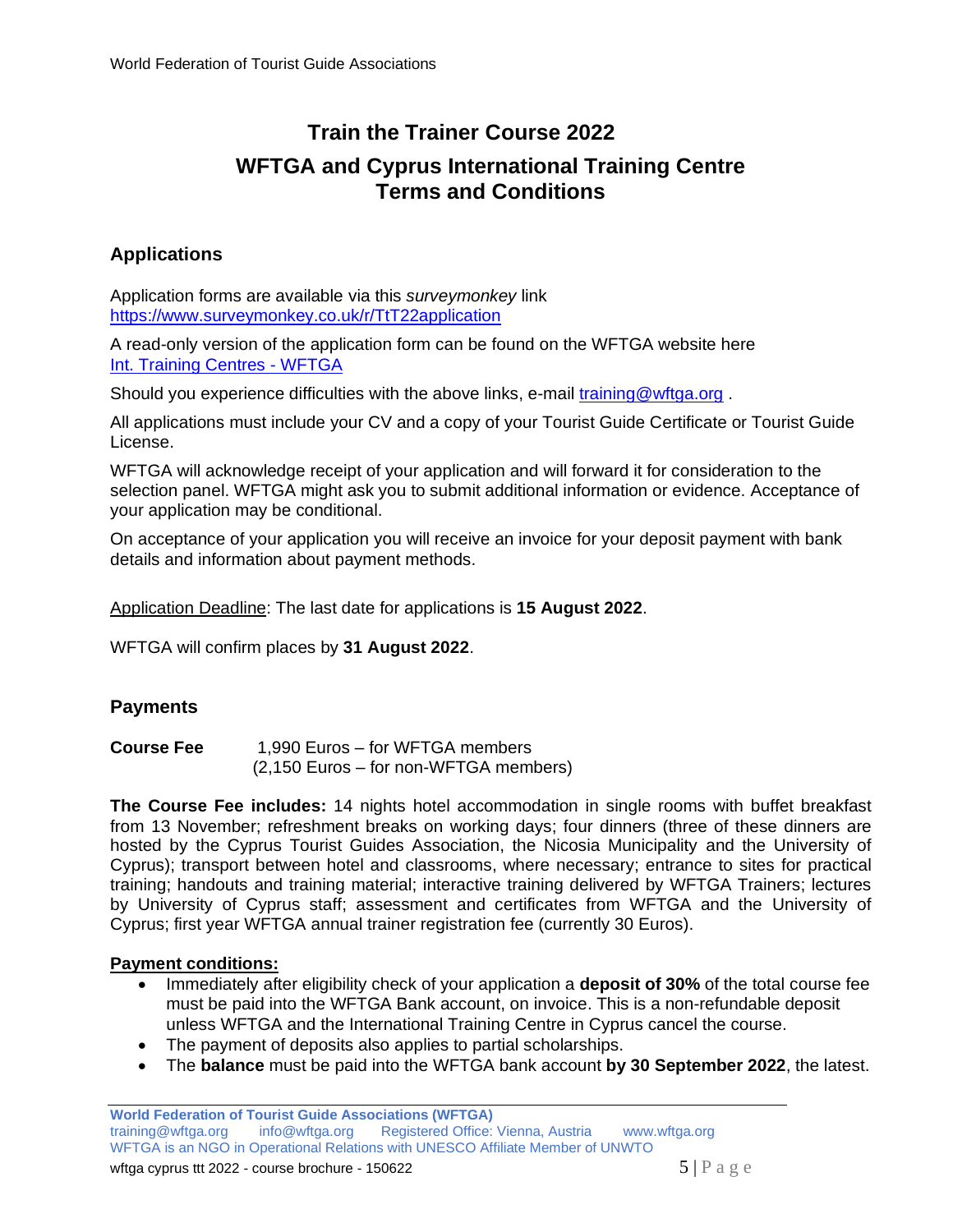# Train the Trainer Course 2022

# WFTGA and Cyprus International Training Centre Terms and Conditions

## Applications

Application forms are available via this *surveymonkey* link
[https://www.surveymonkey.co.uk/r/TtT22application](https://www.surveymonkey.co.uk/r/TtT22application)

A read-only version of the application form can be found on the WFTGA website here
[Int. Training Centres - WFTGA](#)

Should you experience difficulties with the above links, e-mail [training@wftga.org](mailto:training@wftga.org) .

All applications must include your CV and a copy of your Tourist Guide Certificate or Tourist Guide License.

WFTGA will acknowledge receipt of your application and will forward it for consideration to the selection panel. WFTGA might ask you to submit additional information or evidence. Acceptance of your application may be conditional.

On acceptance of your application you will receive an invoice for your deposit payment with bank details and information about payment methods.

Application Deadline: The last date for applications is **15 August 2022**.

WFTGA will confirm places by **31 August 2022**.

## Payments

**Course Fee** 1,990 Euros – for WFTGA members
(2,150 Euros – for non-WFTGA members)

**The Course Fee includes:** 14 nights hotel accommodation in single rooms with buffet breakfast from 13 November; refreshment breaks on working days; four dinners (three of these dinners are hosted by the Cyprus Tourist Guides Association, the Nicosia Municipality and the University of Cyprus); transport between hotel and classrooms, where necessary; entrance to sites for practical training; handouts and training material; interactive training delivered by WFTGA Trainers; lectures by University of Cyprus staff; assessment and certificates from WFTGA and the University of Cyprus; first year WFTGA annual trainer registration fee (currently 30 Euros).

**Payment conditions:**

- Immediately after eligibility check of your application a **deposit of 30%** of the total course fee must be paid into the WFTGA Bank account, on invoice. This is a non-refundable deposit unless WFTGA and the International Training Centre in Cyprus cancel the course.
- The payment of deposits also applies to partial scholarships.
- The **balance** must be paid into the WFTGA bank account **by 30 September 2022**, the latest.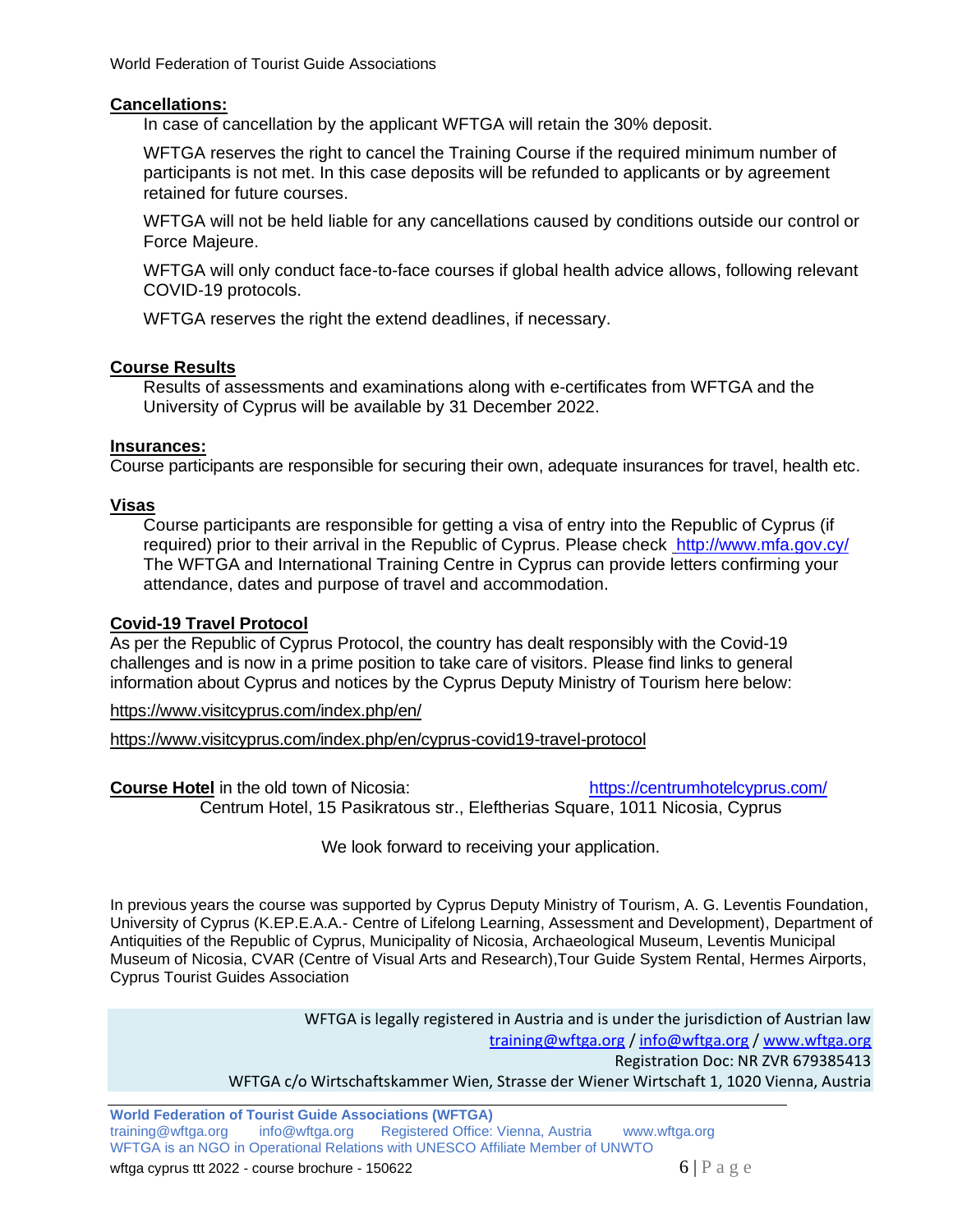## Cancellations:

In case of cancellation by the applicant WFTGA will retain the 30% deposit.

WFTGA reserves the right to cancel the Training Course if the required minimum number of participants is not met. In this case deposits will be refunded to applicants or by agreement retained for future courses.

WFTGA will not be held liable for any cancellations caused by conditions outside our control or Force Majeure.

WFTGA will only conduct face-to-face courses if global health advice allows, following relevant COVID-19 protocols.

WFTGA reserves the right the extend deadlines, if necessary.

## Course Results

Results of assessments and examinations along with e-certificates from WFTGA and the University of Cyprus will be available by 31 December 2022.

## Insurances:

Course participants are responsible for securing their own, adequate insurances for travel, health etc.

## Visas

Course participants are responsible for getting a visa of entry into the Republic of Cyprus (if required) prior to their arrival in the Republic of Cyprus. Please check http://www.mfa.gov.cy/ The WFTGA and International Training Centre in Cyprus can provide letters confirming your attendance, dates and purpose of travel and accommodation.

## Covid-19 Travel Protocol

As per the Republic of Cyprus Protocol, the country has dealt responsibly with the Covid-19 challenges and is now in a prime position to take care of visitors. Please find links to general information about Cyprus and notices by the Cyprus Deputy Ministry of Tourism here below:

https://www.visitcyprus.com/index.php/en/

https://www.visitcyprus.com/index.php/en/cyprus-covid19-travel-protocol

**Course Hotel** in the old town of Nicosia: https://centrumhotelcyprus.com/

Centrum Hotel, 15 Pasikratous str., Eleftherias Square, 1011 Nicosia, Cyprus

We look forward to receiving your application.

In previous years the course was supported by Cyprus Deputy Ministry of Tourism, A. G. Leventis Foundation, University of Cyprus (K.EP.E.A.A.- Centre of Lifelong Learning, Assessment and Development), Department of Antiquities of the Republic of Cyprus, Municipality of Nicosia, Archaeological Museum, Leventis Municipal Museum of Nicosia, CVAR (Centre of Visual Arts and Research),Tour Guide System Rental, Hermes Airports, Cyprus Tourist Guides Association

WFTGA is legally registered in Austria and is under the jurisdiction of Austrian law
training@wftga.org / info@wftga.org / www.wftga.org
Registration Doc: NR ZVR 679385413
WFTGA c/o Wirtschaftskammer Wien, Strasse der Wiener Wirtschaft 1, 1020 Vienna, Austria